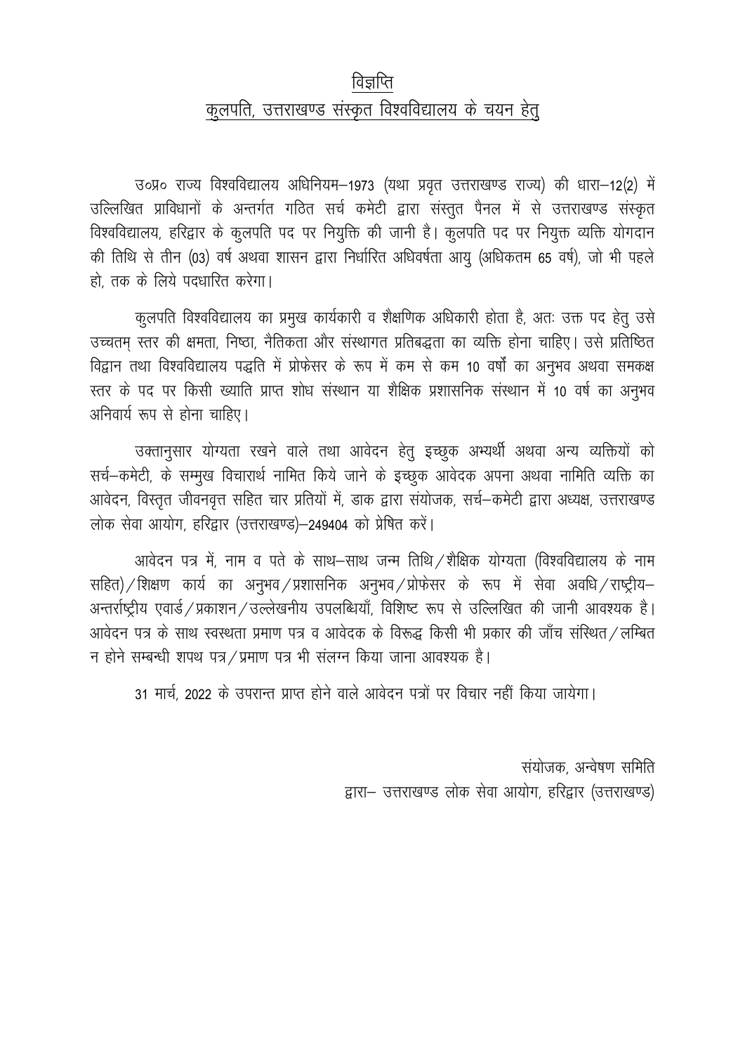# <u>विज्ञप्ति</u>

## <u>कुलपति, उत्तराखण्ड संस्कृत विश्वविद्यालय के चयन हेतु</u>

उ०प्र० राज्य विश्वविद्यालय अधिनियम–1973 (यथा प्रवृत उत्तराखण्ड राज्य) की धारा–12(2) में उल्लिखित प्राविधानों के अन्तर्गत गठित सर्च कमेटी द्वारा संस्तुत पैनल में से उत्तराखण्ड संस्कृत विश्वविद्यालय, हरिद्वार के कुलपति पद पर नियुक्ति की जानी है। कुलपति पद पर नियुक्त व्यक्ति योगदान की तिथि से तीन (03) वर्ष अथवा शासन द्वारा निर्धारित अधिवर्षता आयु (अधिकतम 65 वर्ष), जो भी पहले हो, तक के लिये पदधारित करेगा।

कुलपति विश्वविद्यालय का प्रमुख कार्यकारी व शैक्षणिक अधिकारी होता है, अतः उक्त पद हेतु उसे उच्चतम् स्तर की क्षमता, निष्ठा, नैतिकता और संस्थागत प्रतिबद्धता का व्यक्ति होना चाहिए। उसे प्रतिष्ठित विद्वान तथा विश्वविद्यालय पद्धति में प्रोफेसर के रूप में कम से कम 10 वर्षों का अनुभव अथवा समकक्ष स्तर के पद पर किसी ख्याति प्राप्त शोध संस्थान या शैक्षिक प्रशासनिक संस्थान में 10 वर्ष का अनुभव अनिवार्य रूप से होना चाहिए।

उक्तानुसार योग्यता रखने वाले तथा आवेदन हेतु इच्छुक अभ्यर्थी अथवा अन्य व्यक्तियों को सर्च–कमेटी, के सम्मुख विचारार्थ नामित किये जाने के इच्छुक आवेदक अपना अथवा नामिति व्यक्ति का आवेदन, विस्तृत जीवनवृत्त सहित चार प्रतियों में, डाक द्वारा संयोजक, सर्च–कमेटी द्वारा अध्यक्ष, उत्तराखण्ड लोक सेवा आयोग, हरिद्वार (उत्तराखण्ड)–249404 को प्रेषित करें।

आवेदन पत्र में, नाम व पते के साथ–साथ जन्म तिथि/शैक्षिक योग्यता (विश्वविद्यालय के नाम सहित)/शिक्षण कार्य का अनुभव/प्रशासनिक अनुभव/प्रोफेसर के रूप में सेवा अवधि/राष्ट्रीय–अन्तर्राष्ट्रीय एवार्ड/प्रकाशन/उल्लेखनीय उपलब्धियाँ, विशिष्ट रूप से उल्लिखित की जानी आवश्यक है। आवेदन पत्र के साथ स्वस्थता प्रमाण पत्र व आवेदक के विरूद्ध किसी भी प्रकार की जाँच संस्थित/लम्बित न होने सम्बन्धी शपथ पत्र/प्रमाण पत्र भी संलग्न किया जाना आवश्यक है।

31 मार्च, 2022 के उपरान्त प्राप्त होने वाले आवेदन पत्रों पर विचार नहीं किया जायेगा।

संयोजक, अन्वेषण समिति

द्वारा– उत्तराखण्ड लोक सेवा आयोग, हरिद्वार (उत्तराखण्ड)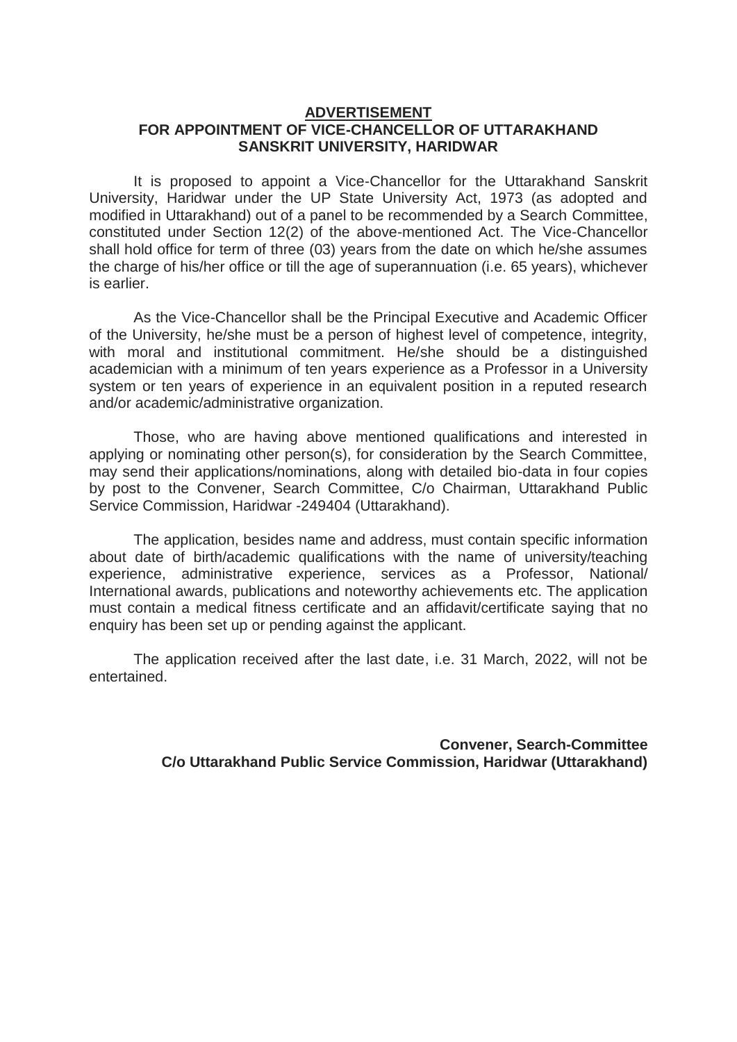# ADVERTISEMENT

## FOR APPOINTMENT OF VICE-CHANCELLOR OF UTTARAKHAND SANSKRIT UNIVERSITY, HARIDWAR

It is proposed to appoint a Vice-Chancellor for the Uttarakhand Sanskrit University, Haridwar under the UP State University Act, 1973 (as adopted and modified in Uttarakhand) out of a panel to be recommended by a Search Committee, constituted under Section 12(2) of the above-mentioned Act. The Vice-Chancellor shall hold office for term of three (03) years from the date on which he/she assumes the charge of his/her office or till the age of superannuation (i.e. 65 years), whichever is earlier.

As the Vice-Chancellor shall be the Principal Executive and Academic Officer of the University, he/she must be a person of highest level of competence, integrity, with moral and institutional commitment. He/she should be a distinguished academician with a minimum of ten years experience as a Professor in a University system or ten years of experience in an equivalent position in a reputed research and/or academic/administrative organization.

Those, who are having above mentioned qualifications and interested in applying or nominating other person(s), for consideration by the Search Committee, may send their applications/nominations, along with detailed bio-data in four copies by post to the Convener, Search Committee, C/o Chairman, Uttarakhand Public Service Commission, Haridwar -249404 (Uttarakhand).

The application, besides name and address, must contain specific information about date of birth/academic qualifications with the name of university/teaching experience, administrative experience, services as a Professor, National/ International awards, publications and noteworthy achievements etc. The application must contain a medical fitness certificate and an affidavit/certificate saying that no enquiry has been set up or pending against the applicant.

The application received after the last date, i.e. 31 March, 2022, will not be entertained.

**Convener, Search-Committee**
**C/o Uttarakhand Public Service Commission, Haridwar (Uttarakhand)**